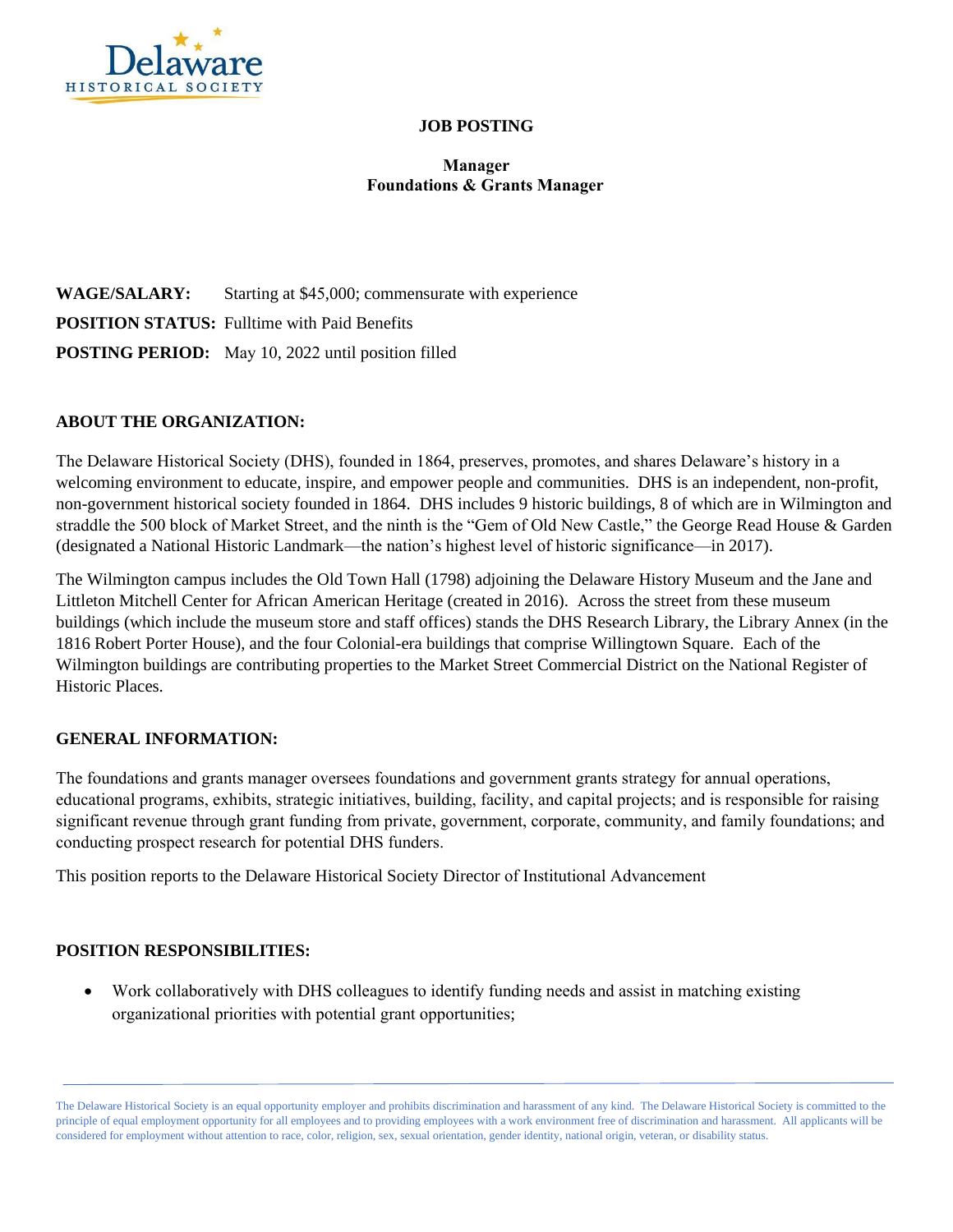# JOB POSTING

## Manager
## Foundations & Grants Manager

**WAGE/SALARY:** Starting at $45,000; commensurate with experience

**POSITION STATUS:** Fulltime with Paid Benefits

**POSTING PERIOD:** May 10, 2022 until position filled

### ABOUT THE ORGANIZATION:

The Delaware Historical Society (DHS), founded in 1864, preserves, promotes, and shares Delaware's history in a welcoming environment to educate, inspire, and empower people and communities. DHS is an independent, non-profit, non-government historical society founded in 1864. DHS includes 9 historic buildings, 8 of which are in Wilmington and straddle the 500 block of Market Street, and the ninth is the "Gem of Old New Castle," the George Read House & Garden (designated a National Historic Landmark—the nation's highest level of historic significance—in 2017).

The Wilmington campus includes the Old Town Hall (1798) adjoining the Delaware History Museum and the Jane and Littleton Mitchell Center for African American Heritage (created in 2016). Across the street from these museum buildings (which include the museum store and staff offices) stands the DHS Research Library, the Library Annex (in the 1816 Robert Porter House), and the four Colonial-era buildings that comprise Willingtown Square. Each of the Wilmington buildings are contributing properties to the Market Street Commercial District on the National Register of Historic Places.

### GENERAL INFORMATION:

The foundations and grants manager oversees foundations and government grants strategy for annual operations, educational programs, exhibits, strategic initiatives, building, facility, and capital projects; and is responsible for raising significant revenue through grant funding from private, government, corporate, community, and family foundations; and conducting prospect research for potential DHS funders.

This position reports to the Delaware Historical Society Director of Institutional Advancement

### POSITION RESPONSIBILITIES:

- Work collaboratively with DHS colleagues to identify funding needs and assist in matching existing organizational priorities with potential grant opportunities;

The Delaware Historical Society is an equal opportunity employer and prohibits discrimination and harassment of any kind. The Delaware Historical Society is committed to the principle of equal employment opportunity for all employees and to providing employees with a work environment free of discrimination and harassment. All applicants will be considered for employment without attention to race, color, religion, sex, sexual orientation, gender identity, national origin, veteran, or disability status.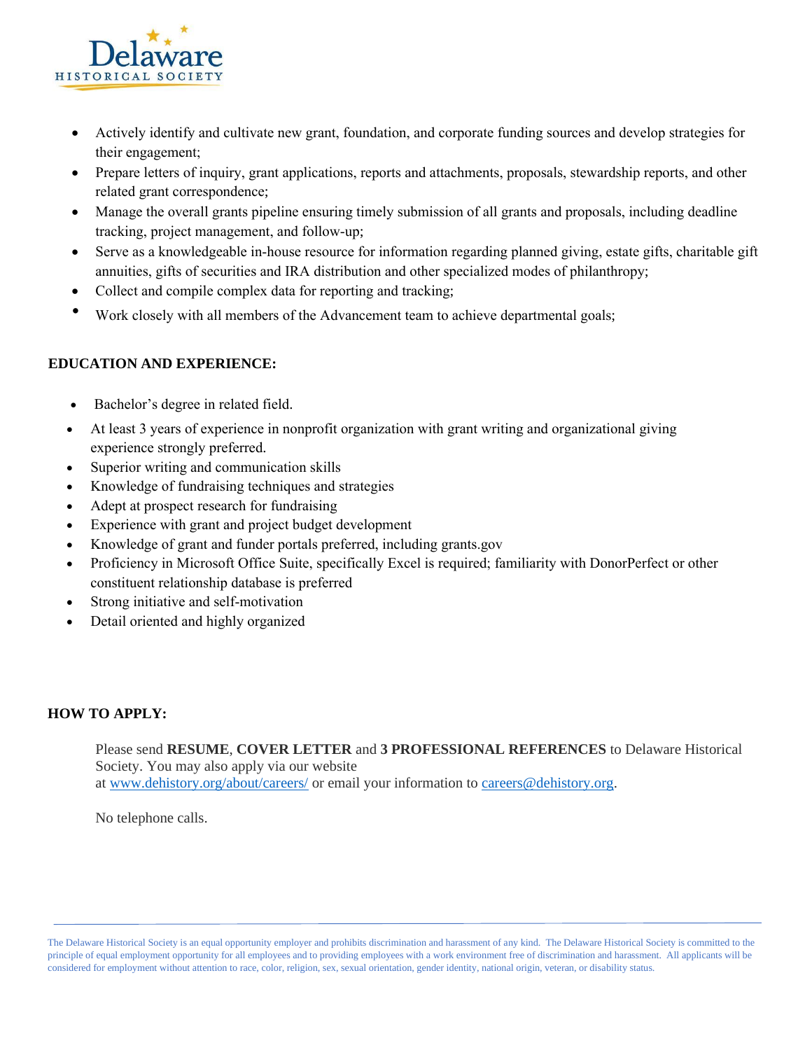- Actively identify and cultivate new grant, foundation, and corporate funding sources and develop strategies for their engagement;
- Prepare letters of inquiry, grant applications, reports and attachments, proposals, stewardship reports, and other related grant correspondence;
- Manage the overall grants pipeline ensuring timely submission of all grants and proposals, including deadline tracking, project management, and follow-up;
- Serve as a knowledgeable in-house resource for information regarding planned giving, estate gifts, charitable gift annuities, gifts of securities and IRA distribution and other specialized modes of philanthropy;
- Collect and compile complex data for reporting and tracking;
- Work closely with all members of the Advancement team to achieve departmental goals;

**EDUCATION AND EXPERIENCE:**

- Bachelor's degree in related field.
- At least 3 years of experience in nonprofit organization with grant writing and organizational giving experience strongly preferred.
- Superior writing and communication skills
- Knowledge of fundraising techniques and strategies
- Adept at prospect research for fundraising
- Experience with grant and project budget development
- Knowledge of grant and funder portals preferred, including grants.gov
- Proficiency in Microsoft Office Suite, specifically Excel is required; familiarity with DonorPerfect or other constituent relationship database is preferred
- Strong initiative and self-motivation
- Detail oriented and highly organized

**HOW TO APPLY:**

Please send **RESUME**, **COVER LETTER** and **3 PROFESSIONAL REFERENCES** to Delaware Historical Society. You may also apply via our website at www.dehistory.org/about/careers/ or email your information to careers@dehistory.org.

No telephone calls.

The Delaware Historical Society is an equal opportunity employer and prohibits discrimination and harassment of any kind. The Delaware Historical Society is committed to the principle of equal employment opportunity for all employees and to providing employees with a work environment free of discrimination and harassment. All applicants will be considered for employment without attention to race, color, religion, sex, sexual orientation, gender identity, national origin, veteran, or disability status.